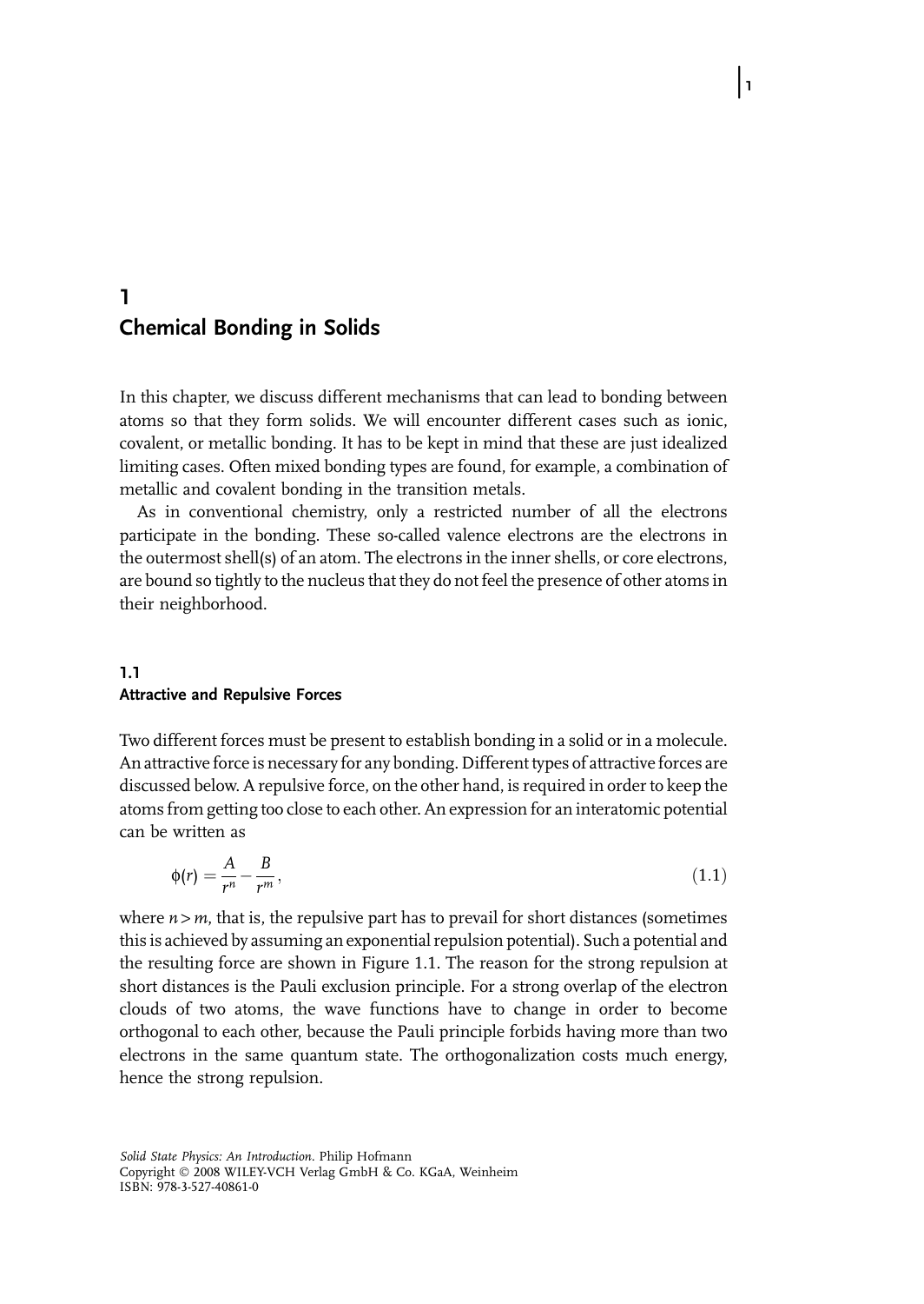# 1 Chemical Bonding in Solids

In this chapter, we discuss different mechanisms that can lead to bonding between atoms so that they form solids. We will encounter different cases such as ionic, covalent, or metallic bonding. It has to be kept in mind that these are just idealized limiting cases. Often mixed bonding types are found, for example, a combination of metallic and covalent bonding in the transition metals.

As in conventional chemistry, only a restricted number of all the electrons participate in the bonding. These so-called valence electrons are the electrons in the outermost shell(s) of an atom. The electrons in the inner shells, or core electrons, are bound so tightly to the nucleus that they do not feel the presence of other atoms in their neighborhood.

## 1.1 Attractive and Repulsive Forces

Two different forces must be present to establish bonding in a solid or in a molecule. An attractive force is necessary for any bonding. Different types of attractive forces are discussed below. A repulsive force, on the other hand, is required in order to keep the atoms from getting too close to each other. An expression for an interatomic potential can be written as

$$\phi(r) = \frac{A}{r^n} - \frac{B}{r^m}, \tag{1.1}$$

where $n > m$, that is, the repulsive part has to prevail for short distances (sometimes this is achieved by assuming an exponential repulsion potential). Such a potential and the resulting force are shown in Figure 1.1. The reason for the strong repulsion at short distances is the Pauli exclusion principle. For a strong overlap of the electron clouds of two atoms, the wave functions have to change in order to become orthogonal to each other, because the Pauli principle forbids having more than two electrons in the same quantum state. The orthogonalization costs much energy, hence the strong repulsion.

*Solid State Physics: An Introduction*. Philip Hofmann
Copyright © 2008 WILEY-VCH Verlag GmbH & Co. KGaA, Weinheim
ISBN: 978-3-527-40861-0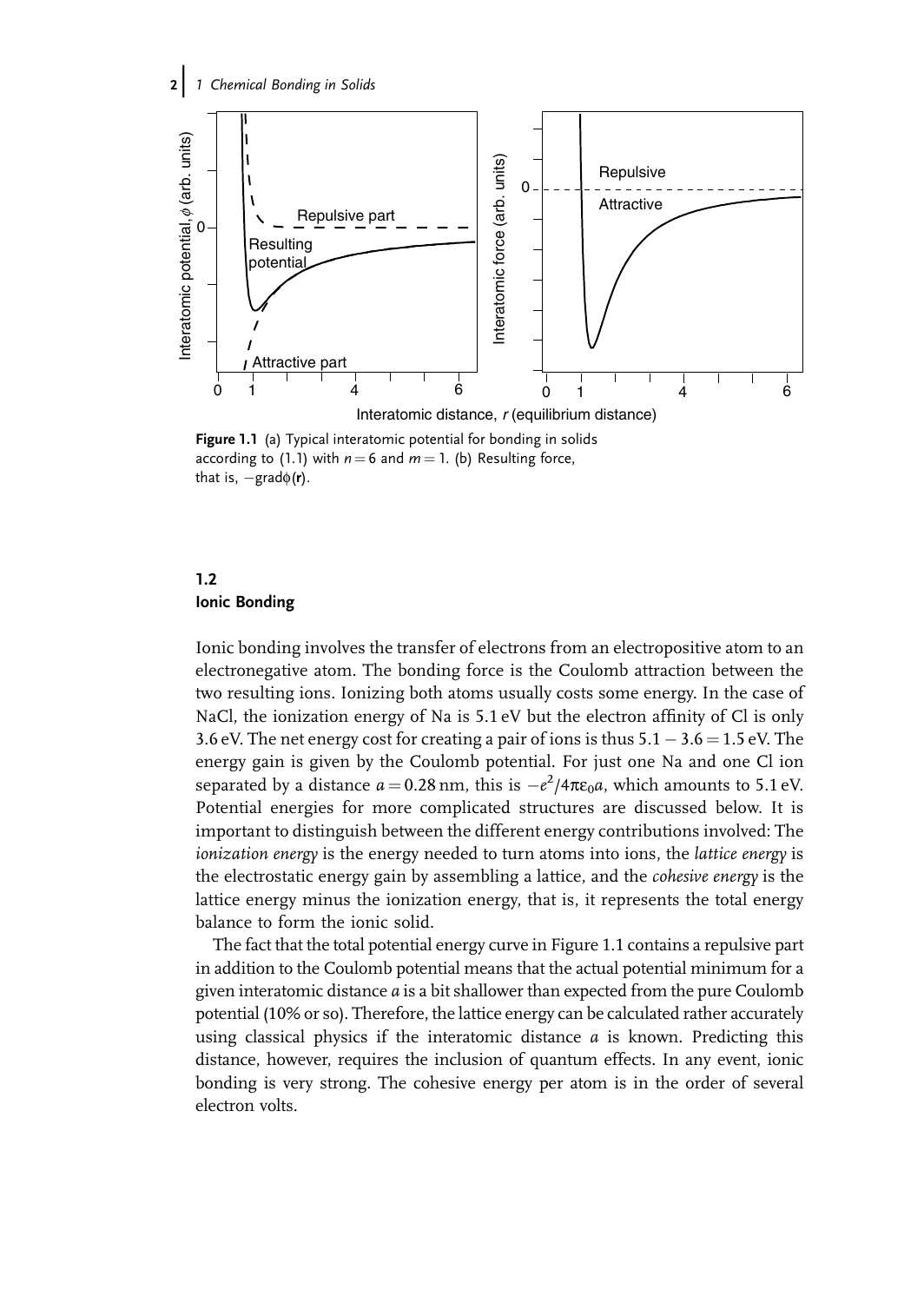Figure 1.1 (a) Typical interatomic potential for bonding in solids according to (1.1) with $n = 6$ and $m = 1$. (b) Resulting force, that is, $-\mathrm{grad}\phi(\mathbf{r})$.

## 1.2 Ionic Bonding

Ionic bonding involves the transfer of electrons from an electropositive atom to an electronegative atom. The bonding force is the Coulomb attraction between the two resulting ions. Ionizing both atoms usually costs some energy. In the case of NaCl, the ionization energy of Na is 5.1 eV but the electron affinity of Cl is only 3.6 eV. The net energy cost for creating a pair of ions is thus $5.1 - 3.6 = 1.5$ eV. The energy gain is given by the Coulomb potential. For just one Na and one Cl ion separated by a distance $a = 0.28$ nm, this is $-e^2/4\pi\varepsilon_0 a$, which amounts to 5.1 eV. Potential energies for more complicated structures are discussed below. It is important to distinguish between the different energy contributions involved: The *ionization energy* is the energy needed to turn atoms into ions, the *lattice energy* is the electrostatic energy gain by assembling a lattice, and the *cohesive energy* is the lattice energy minus the ionization energy, that is, it represents the total energy balance to form the ionic solid.

The fact that the total potential energy curve in Figure 1.1 contains a repulsive part in addition to the Coulomb potential means that the actual potential minimum for a given interatomic distance $a$ is a bit shallower than expected from the pure Coulomb potential (10% or so). Therefore, the lattice energy can be calculated rather accurately using classical physics if the interatomic distance $a$ is known. Predicting this distance, however, requires the inclusion of quantum effects. In any event, ionic bonding is very strong. The cohesive energy per atom is in the order of several electron volts.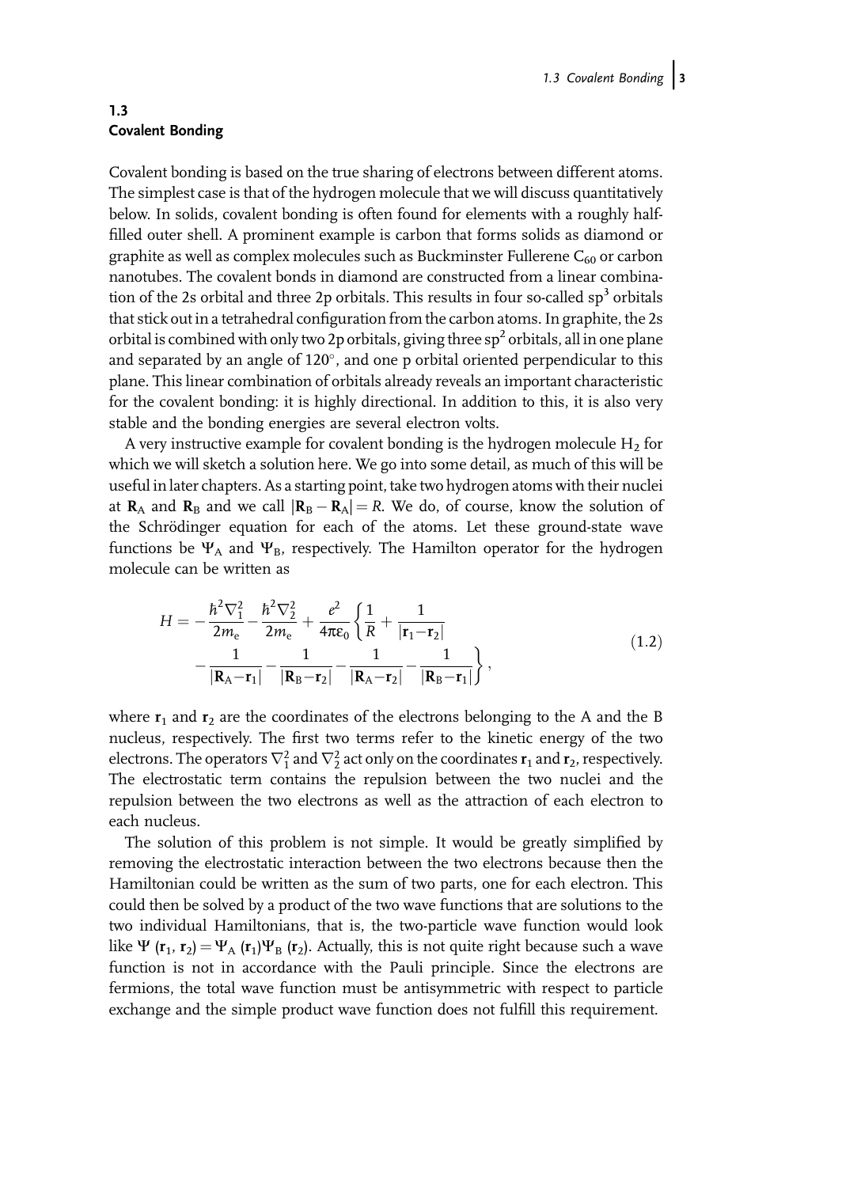## 1.3 Covalent Bonding

Covalent bonding is based on the true sharing of electrons between different atoms. The simplest case is that of the hydrogen molecule that we will discuss quantitatively below. In solids, covalent bonding is often found for elements with a roughly half-filled outer shell. A prominent example is carbon that forms solids as diamond or graphite as well as complex molecules such as Buckminster Fullerene $C_{60}$ or carbon nanotubes. The covalent bonds in diamond are constructed from a linear combination of the 2s orbital and three 2p orbitals. This results in four so-called $sp^3$ orbitals that stick out in a tetrahedral configuration from the carbon atoms. In graphite, the 2s orbital is combined with only two 2p orbitals, giving three $sp^2$ orbitals, all in one plane and separated by an angle of 120°, and one p orbital oriented perpendicular to this plane. This linear combination of orbitals already reveals an important characteristic for the covalent bonding: it is highly directional. In addition to this, it is also very stable and the bonding energies are several electron volts.

A very instructive example for covalent bonding is the hydrogen molecule $H_2$ for which we will sketch a solution here. We go into some detail, as much of this will be useful in later chapters. As a starting point, take two hydrogen atoms with their nuclei at $\mathbf{R}_A$ and $\mathbf{R}_B$ and we call $|\mathbf{R}_B - \mathbf{R}_A| = R$. We do, of course, know the solution of the Schrödinger equation for each of the atoms. Let these ground-state wave functions be $\Psi_A$ and $\Psi_B$, respectively. The Hamilton operator for the hydrogen molecule can be written as

$$H = -\frac{\hbar^2 \nabla_1^2}{2m_e} - \frac{\hbar^2 \nabla_2^2}{2m_e} + \frac{e^2}{4\pi\varepsilon_0} \left\{ \frac{1}{R} + \frac{1}{|\mathbf{r}_1 - \mathbf{r}_2|} - \frac{1}{|\mathbf{R}_A - \mathbf{r}_1|} - \frac{1}{|\mathbf{R}_B - \mathbf{r}_2|} - \frac{1}{|\mathbf{R}_A - \mathbf{r}_2|} - \frac{1}{|\mathbf{R}_B - \mathbf{r}_1|} \right\}, \tag{1.2}$$

where $\mathbf{r}_1$ and $\mathbf{r}_2$ are the coordinates of the electrons belonging to the A and the B nucleus, respectively. The first two terms refer to the kinetic energy of the two electrons. The operators $\nabla_1^2$ and $\nabla_2^2$ act only on the coordinates $\mathbf{r}_1$ and $\mathbf{r}_2$, respectively. The electrostatic term contains the repulsion between the two nuclei and the repulsion between the two electrons as well as the attraction of each electron to each nucleus.

The solution of this problem is not simple. It would be greatly simplified by removing the electrostatic interaction between the two electrons because then the Hamiltonian could be written as the sum of two parts, one for each electron. This could then be solved by a product of the two wave functions that are solutions to the two individual Hamiltonians, that is, the two-particle wave function would look like $\Psi(\mathbf{r}_1, \mathbf{r}_2) = \Psi_A(\mathbf{r}_1)\Psi_B(\mathbf{r}_2)$. Actually, this is not quite right because such a wave function is not in accordance with the Pauli principle. Since the electrons are fermions, the total wave function must be antisymmetric with respect to particle exchange and the simple product wave function does not fulfill this requirement.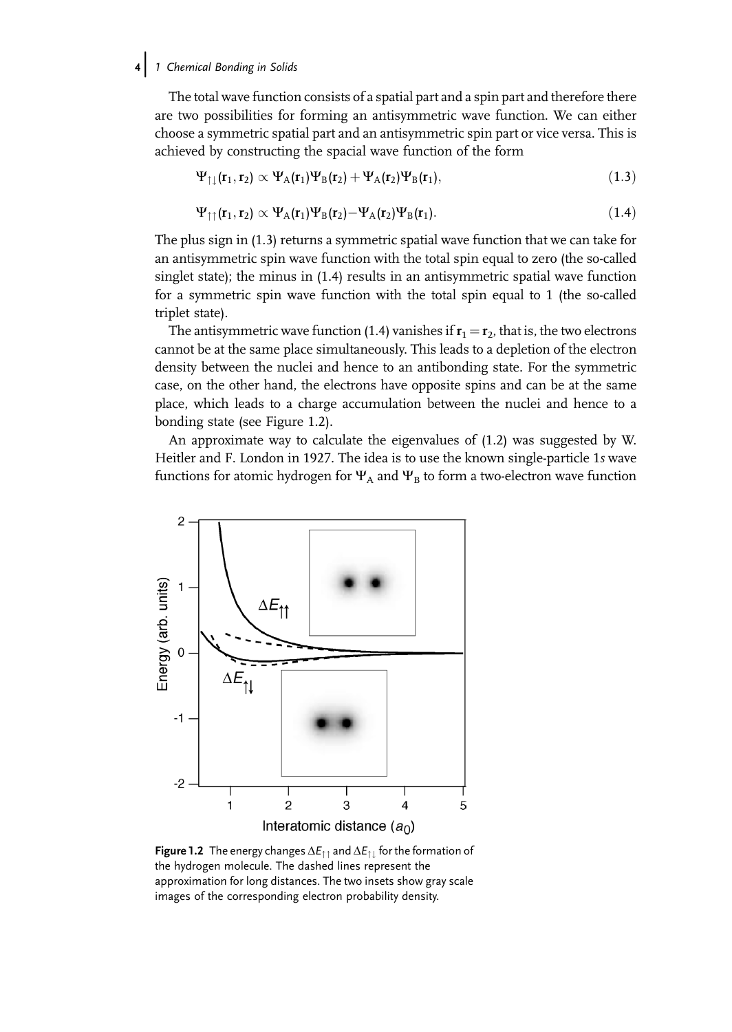The total wave function consists of a spatial part and a spin part and therefore there are two possibilities for forming an antisymmetric wave function. We can either choose a symmetric spatial part and an antisymmetric spin part or vice versa. This is achieved by constructing the spacial wave function of the form

$$\Psi_{\uparrow\downarrow}(\mathbf{r}_1, \mathbf{r}_2) \propto \Psi_A(\mathbf{r}_1)\Psi_B(\mathbf{r}_2) + \Psi_A(\mathbf{r}_2)\Psi_B(\mathbf{r}_1), \tag{1.3}$$

$$\Psi_{\uparrow\uparrow}(\mathbf{r}_1, \mathbf{r}_2) \propto \Psi_A(\mathbf{r}_1)\Psi_B(\mathbf{r}_2) - \Psi_A(\mathbf{r}_2)\Psi_B(\mathbf{r}_1). \tag{1.4}$$

The plus sign in (1.3) returns a symmetric spatial wave function that we can take for an antisymmetric spin wave function with the total spin equal to zero (the so-called singlet state); the minus in (1.4) results in an antisymmetric spatial wave function for a symmetric spin wave function with the total spin equal to 1 (the so-called triplet state).

The antisymmetric wave function (1.4) vanishes if $\mathbf{r}_1 = \mathbf{r}_2$, that is, the two electrons cannot be at the same place simultaneously. This leads to a depletion of the electron density between the nuclei and hence to an antibonding state. For the symmetric case, on the other hand, the electrons have opposite spins and can be at the same place, which leads to a charge accumulation between the nuclei and hence to a bonding state (see Figure 1.2).

An approximate way to calculate the eigenvalues of (1.2) was suggested by W. Heitler and F. London in 1927. The idea is to use the known single-particle 1*s* wave functions for atomic hydrogen for $\Psi_A$ and $\Psi_B$ to form a two-electron wave function

**Figure 1.2** The energy changes $\Delta E_{\uparrow\uparrow}$ and $\Delta E_{\uparrow\downarrow}$ for the formation of the hydrogen molecule. The dashed lines represent the approximation for long distances. The two insets show gray scale images of the corresponding electron probability density.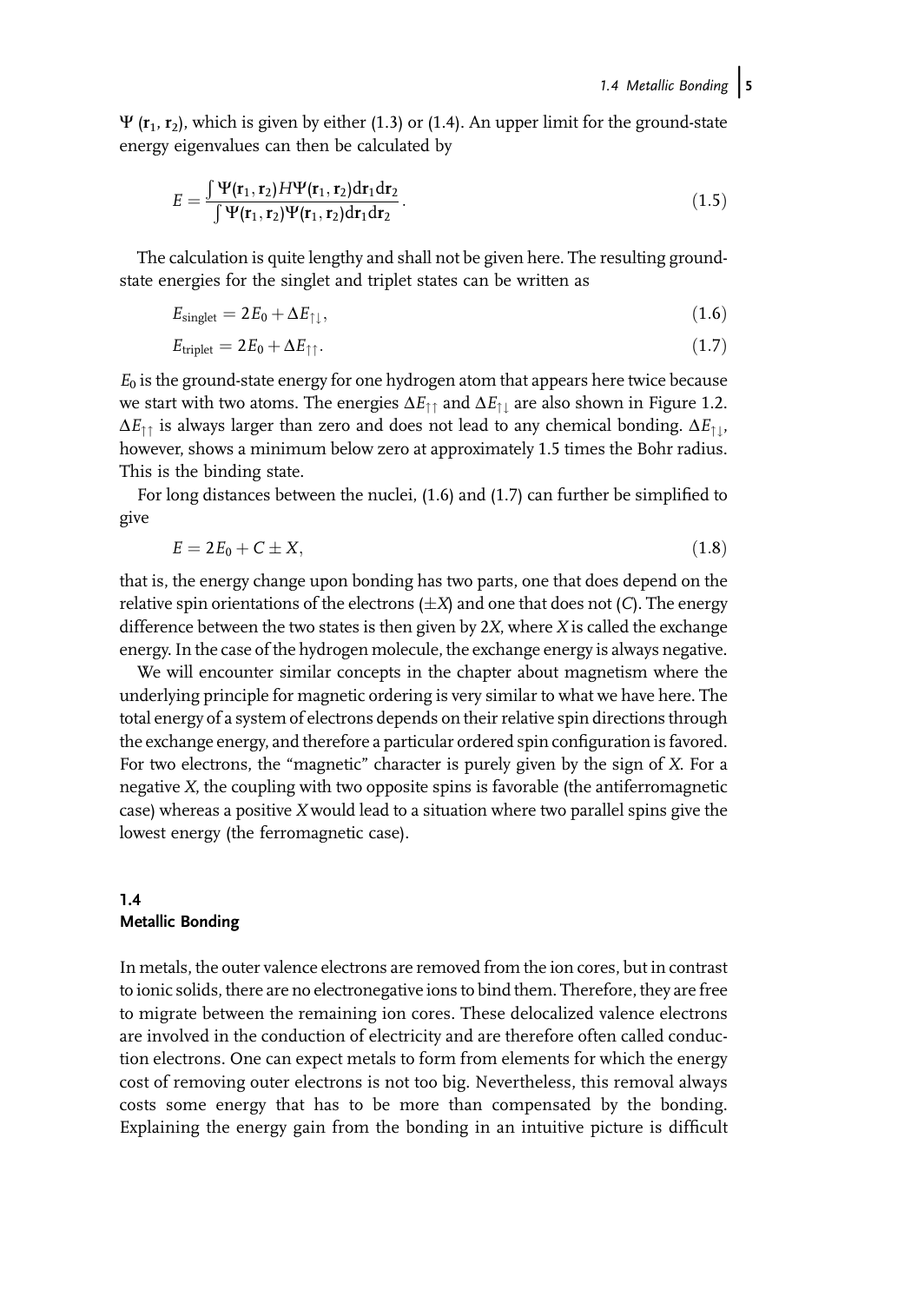$\Psi(\mathbf{r}_1, \mathbf{r}_2)$, which is given by either (1.3) or (1.4). An upper limit for the ground-state energy eigenvalues can then be calculated by

$$E = \frac{\int \Psi(\mathbf{r}_1, \mathbf{r}_2) H \Psi(\mathbf{r}_1, \mathbf{r}_2) \mathrm{d}\mathbf{r}_1 \mathrm{d}\mathbf{r}_2}{\int \Psi(\mathbf{r}_1, \mathbf{r}_2) \Psi(\mathbf{r}_1, \mathbf{r}_2) \mathrm{d}\mathbf{r}_1 \mathrm{d}\mathbf{r}_2}. \tag{1.5}$$

The calculation is quite lengthy and shall not be given here. The resulting ground-state energies for the singlet and triplet states can be written as

$$E_{\text{singlet}} = 2E_0 + \Delta E_{\uparrow\downarrow}, \tag{1.6}$$

$$E_{\text{triplet}} = 2E_0 + \Delta E_{\uparrow\uparrow}. \tag{1.7}$$

$E_0$ is the ground-state energy for one hydrogen atom that appears here twice because we start with two atoms. The energies $\Delta E_{\uparrow\uparrow}$ and $\Delta E_{\uparrow\downarrow}$ are also shown in Figure 1.2. $\Delta E_{\uparrow\uparrow}$ is always larger than zero and does not lead to any chemical bonding. $\Delta E_{\uparrow\downarrow}$, however, shows a minimum below zero at approximately 1.5 times the Bohr radius. This is the binding state.

For long distances between the nuclei, (1.6) and (1.7) can further be simplified to give

$$E = 2E_0 + C \pm X, \tag{1.8}$$

that is, the energy change upon bonding has two parts, one that does depend on the relative spin orientations of the electrons ($\pm X$) and one that does not ($C$). The energy difference between the two states is then given by $2X$, where $X$ is called the exchange energy. In the case of the hydrogen molecule, the exchange energy is always negative.

We will encounter similar concepts in the chapter about magnetism where the underlying principle for magnetic ordering is very similar to what we have here. The total energy of a system of electrons depends on their relative spin directions through the exchange energy, and therefore a particular ordered spin configuration is favored. For two electrons, the "magnetic" character is purely given by the sign of $X$. For a negative $X$, the coupling with two opposite spins is favorable (the antiferromagnetic case) whereas a positive $X$ would lead to a situation where two parallel spins give the lowest energy (the ferromagnetic case).

## 1.4 Metallic Bonding

In metals, the outer valence electrons are removed from the ion cores, but in contrast to ionic solids, there are no electronegative ions to bind them. Therefore, they are free to migrate between the remaining ion cores. These delocalized valence electrons are involved in the conduction of electricity and are therefore often called conduction electrons. One can expect metals to form from elements for which the energy cost of removing outer electrons is not too big. Nevertheless, this removal always costs some energy that has to be more than compensated by the bonding. Explaining the energy gain from the bonding in an intuitive picture is difficult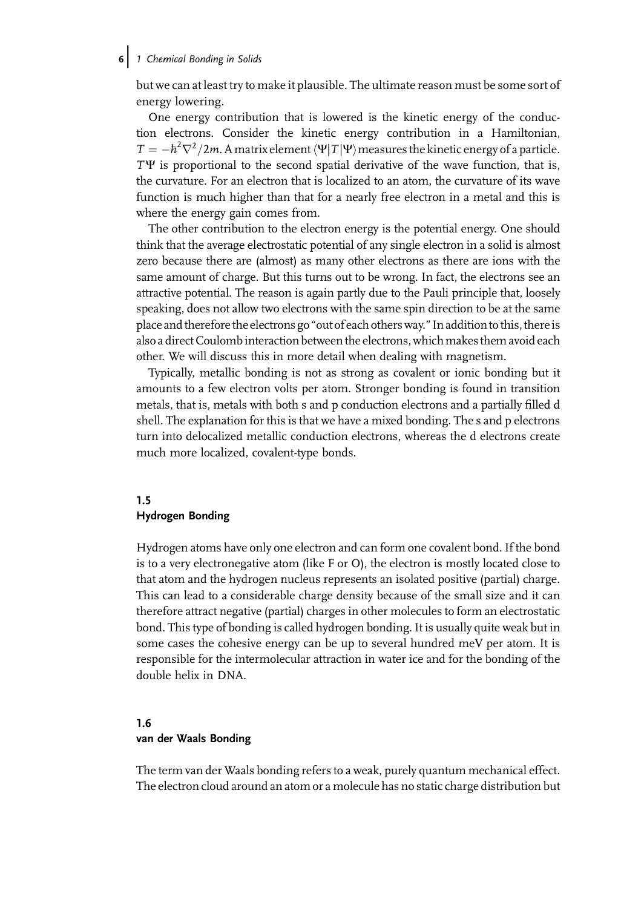but we can at least try to make it plausible. The ultimate reason must be some sort of energy lowering.

One energy contribution that is lowered is the kinetic energy of the conduction electrons. Consider the kinetic energy contribution in a Hamiltonian, $T = -\hbar^2\nabla^2/2m$. A matrix element $\langle\Psi|T|\Psi\rangle$ measures the kinetic energy of a particle. $T\Psi$ is proportional to the second spatial derivative of the wave function, that is, the curvature. For an electron that is localized to an atom, the curvature of its wave function is much higher than that for a nearly free electron in a metal and this is where the energy gain comes from.

The other contribution to the electron energy is the potential energy. One should think that the average electrostatic potential of any single electron in a solid is almost zero because there are (almost) as many other electrons as there are ions with the same amount of charge. But this turns out to be wrong. In fact, the electrons see an attractive potential. The reason is again partly due to the Pauli principle that, loosely speaking, does not allow two electrons with the same spin direction to be at the same place and therefore the electrons go "out of each others way." In addition to this, there is also a direct Coulomb interaction between the electrons, which makes them avoid each other. We will discuss this in more detail when dealing with magnetism.

Typically, metallic bonding is not as strong as covalent or ionic bonding but it amounts to a few electron volts per atom. Stronger bonding is found in transition metals, that is, metals with both s and p conduction electrons and a partially filled d shell. The explanation for this is that we have a mixed bonding. The s and p electrons turn into delocalized metallic conduction electrons, whereas the d electrons create much more localized, covalent-type bonds.

## 1.5 Hydrogen Bonding

Hydrogen atoms have only one electron and can form one covalent bond. If the bond is to a very electronegative atom (like F or O), the electron is mostly located close to that atom and the hydrogen nucleus represents an isolated positive (partial) charge. This can lead to a considerable charge density because of the small size and it can therefore attract negative (partial) charges in other molecules to form an electrostatic bond. This type of bonding is called hydrogen bonding. It is usually quite weak but in some cases the cohesive energy can be up to several hundred meV per atom. It is responsible for the intermolecular attraction in water ice and for the bonding of the double helix in DNA.

## 1.6 van der Waals Bonding

The term van der Waals bonding refers to a weak, purely quantum mechanical effect. The electron cloud around an atom or a molecule has no static charge distribution but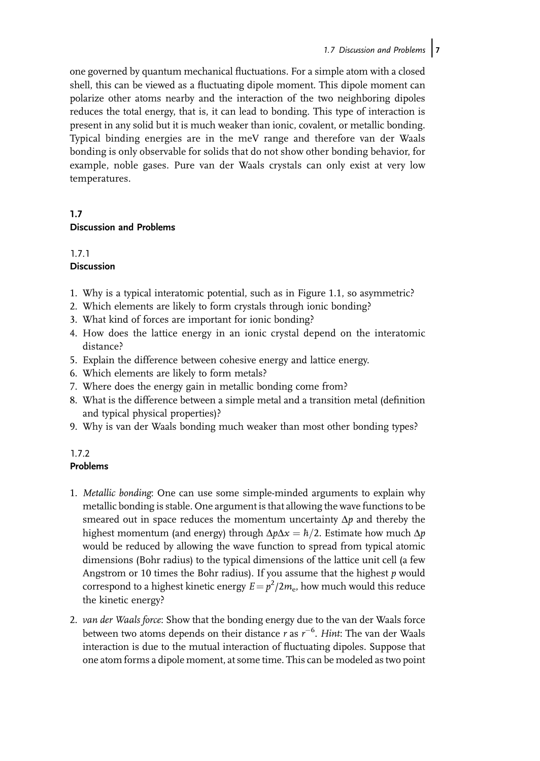one governed by quantum mechanical fluctuations. For a simple atom with a closed shell, this can be viewed as a fluctuating dipole moment. This dipole moment can polarize other atoms nearby and the interaction of the two neighboring dipoles reduces the total energy, that is, it can lead to bonding. This type of interaction is present in any solid but it is much weaker than ionic, covalent, or metallic bonding. Typical binding energies are in the meV range and therefore van der Waals bonding is only observable for solids that do not show other bonding behavior, for example, noble gases. Pure van der Waals crystals can only exist at very low temperatures.

## 1.7 Discussion and Problems

### 1.7.1 Discussion

1. Why is a typical interatomic potential, such as in Figure 1.1, so asymmetric?
2. Which elements are likely to form crystals through ionic bonding?
3. What kind of forces are important for ionic bonding?
4. How does the lattice energy in an ionic crystal depend on the interatomic distance?
5. Explain the difference between cohesive energy and lattice energy.
6. Which elements are likely to form metals?
7. Where does the energy gain in metallic bonding come from?
8. What is the difference between a simple metal and a transition metal (definition and typical physical properties)?
9. Why is van der Waals bonding much weaker than most other bonding types?

### 1.7.2 Problems

1. *Metallic bonding*: One can use some simple-minded arguments to explain why metallic bonding is stable. One argument is that allowing the wave functions to be smeared out in space reduces the momentum uncertainty $\Delta p$ and thereby the highest momentum (and energy) through $\Delta p \Delta x = \hbar/2$. Estimate how much $\Delta p$ would be reduced by allowing the wave function to spread from typical atomic dimensions (Bohr radius) to the typical dimensions of the lattice unit cell (a few Angstrom or 10 times the Bohr radius). If you assume that the highest $p$ would correspond to a highest kinetic energy $E = p^2/2m_e$, how much would this reduce the kinetic energy?

2. *van der Waals force*: Show that the bonding energy due to the van der Waals force between two atoms depends on their distance $r$ as $r^{-6}$. *Hint*: The van der Waals interaction is due to the mutual interaction of fluctuating dipoles. Suppose that one atom forms a dipole moment, at some time. This can be modeled as two point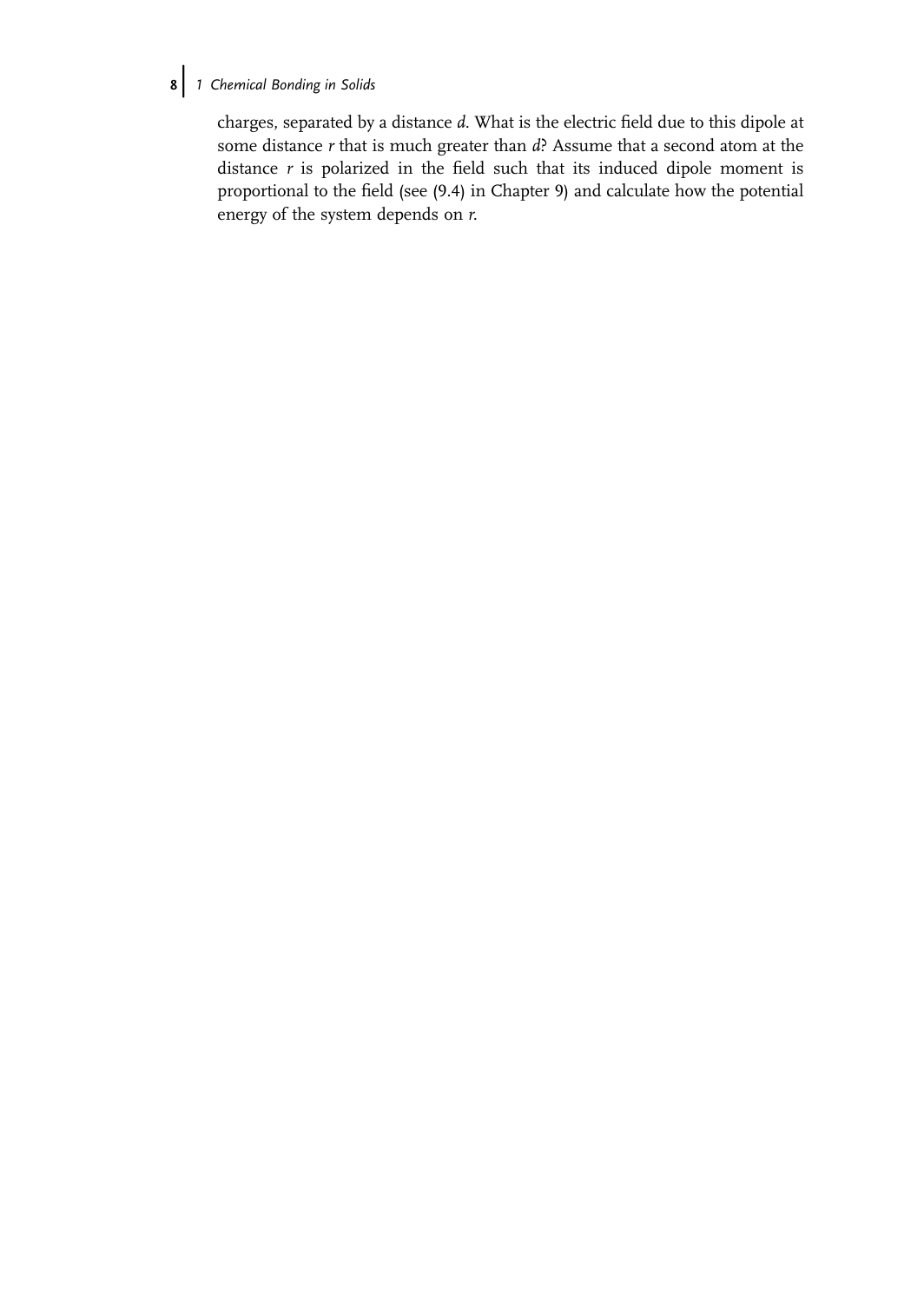charges, separated by a distance $d$. What is the electric field due to this dipole at some distance $r$ that is much greater than $d$? Assume that a second atom at the distance $r$ is polarized in the field such that its induced dipole moment is proportional to the field (see (9.4) in Chapter 9) and calculate how the potential energy of the system depends on $r$.